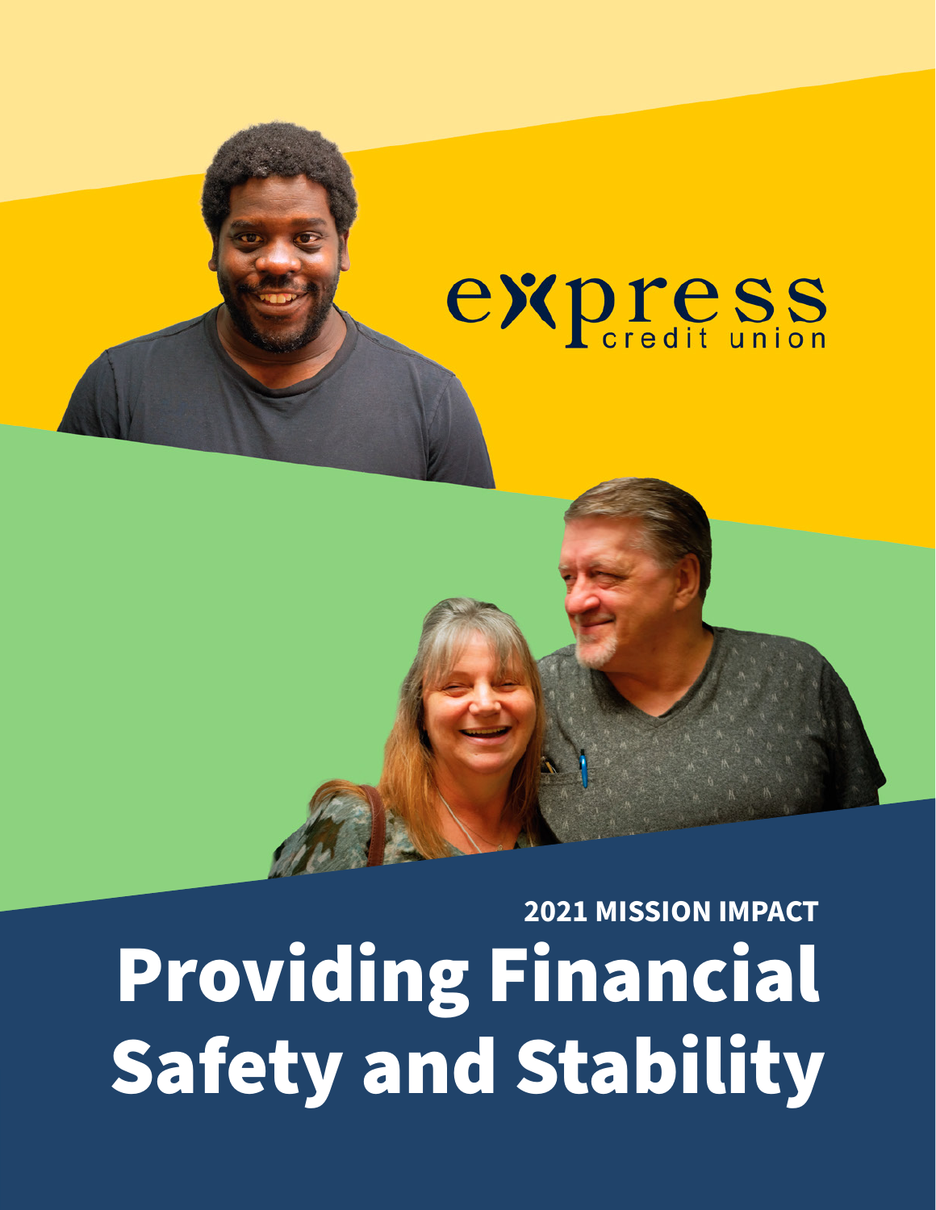express
credit union

**2021 MISSION IMPACT**

# Providing Financial Safety and Stability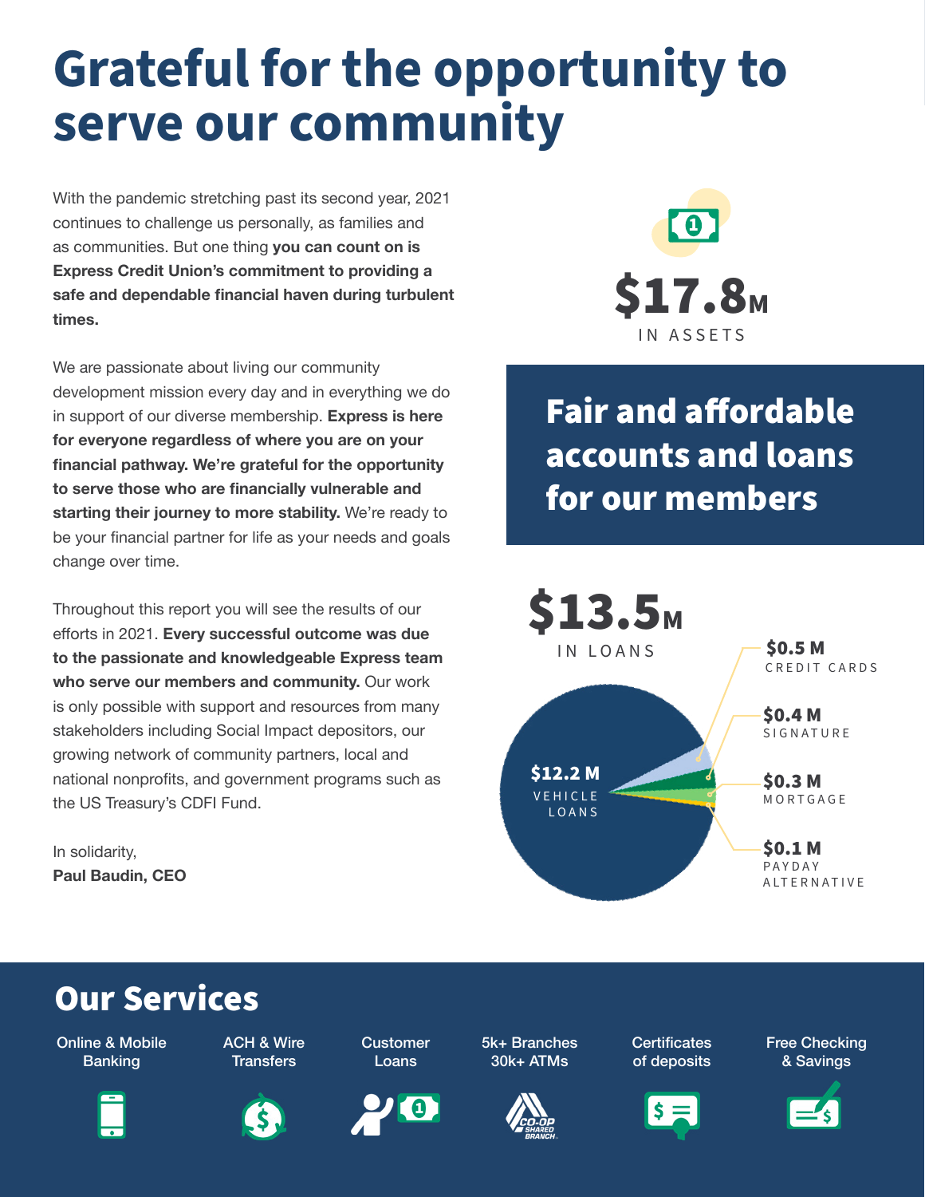# Grateful for the opportunity to serve our community

With the pandemic stretching past its second year, 2021 continues to challenge us personally, as families and as communities. But one thing **you can count on is Express Credit Union's commitment to providing a safe and dependable financial haven during turbulent times.**

We are passionate about living our community development mission every day and in everything we do in support of our diverse membership. **Express is here for everyone regardless of where you are on your financial pathway. We're grateful for the opportunity to serve those who are financially vulnerable and starting their journey to more stability.** We're ready to be your financial partner for life as your needs and goals change over time.

Throughout this report you will see the results of our efforts in 2021. **Every successful outcome was due to the passionate and knowledgeable Express team who serve our members and community.** Our work is only possible with support and resources from many stakeholders including Social Impact depositors, our growing network of community partners, local and national nonprofits, and government programs such as the US Treasury's CDFI Fund.

In solidarity,
**Paul Baudin, CEO**

**$17.8M**
IN ASSETS

## Fair and affordable accounts and loans for our members

**$13.5M**
IN LOANS

- **$12.2 M** VEHICLE LOANS
- **$0.5 M** CREDIT CARDS
- **$0.4 M** SIGNATURE
- **$0.3 M** MORTGAGE
- **$0.1 M** PAYDAY ALTERNATIVE

## Our Services

- Online & Mobile Banking
- ACH & Wire Transfers
- Customer Loans
- 5k+ Branches 30k+ ATMs
- Certificates of deposits
- Free Checking & Savings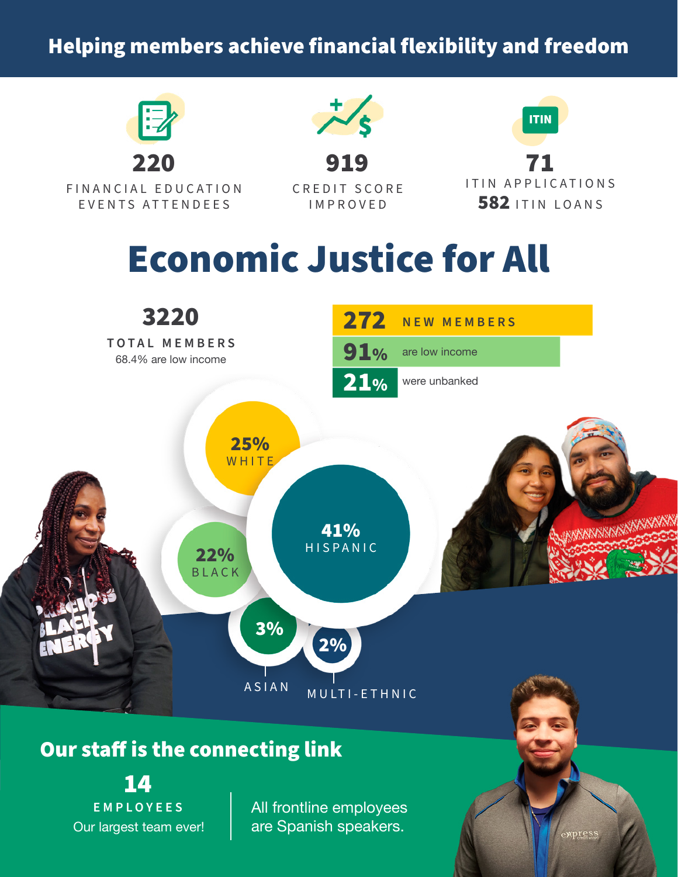## Helping members achieve financial flexibility and freedom

**220**
FINANCIAL EDUCATION EVENTS ATTENDEES

**919**
CREDIT SCORE IMPROVED

**71**
ITIN APPLICATIONS
**582** ITIN LOANS

# Economic Justice for All

**3220**
TOTAL MEMBERS
68.4% are low income

**272** NEW MEMBERS
**91%** are low income
**21%** were unbanked

**25%** WHITE
**22%** BLACK
**41%** HISPANIC
**3%** ASIAN
**2%** MULTI-ETHNIC

## Our staff is the connecting link

**14**
EMPLOYEES
Our largest team ever!

All frontline employees are Spanish speakers.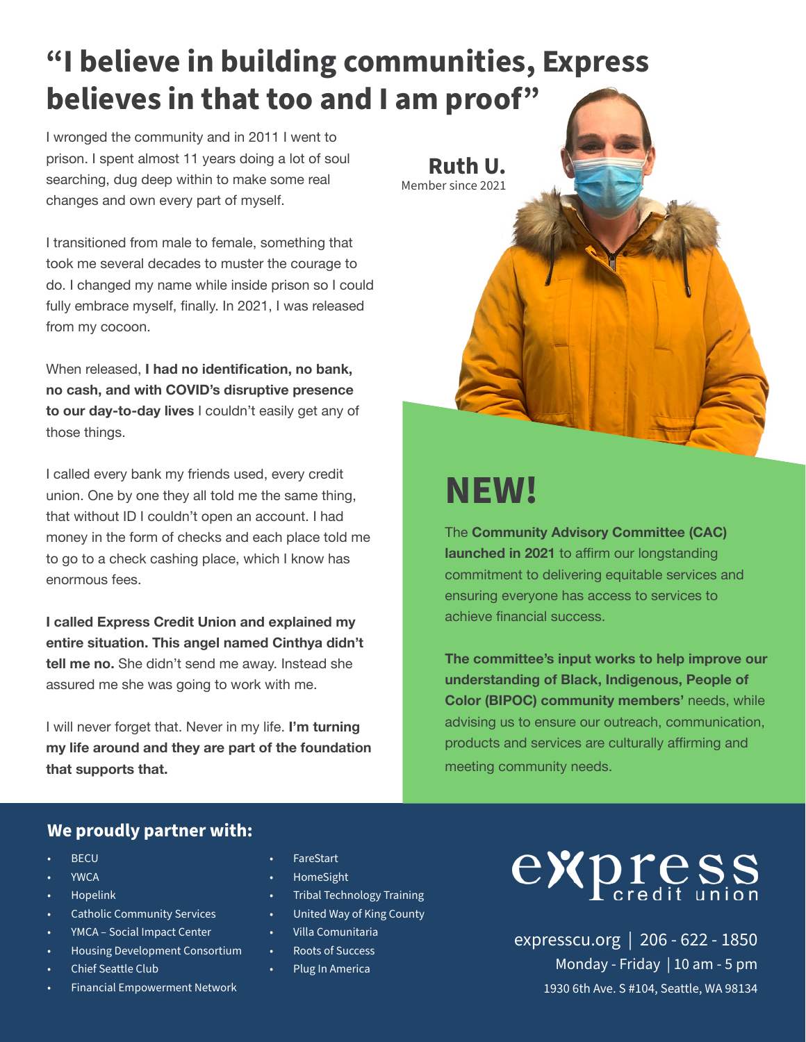# "I believe in building communities, Express believes in that too and I am proof"

**Ruth U.**
Member since 2021

I wronged the community and in 2011 I went to prison. I spent almost 11 years doing a lot of soul searching, dug deep within to make some real changes and own every part of myself.

I transitioned from male to female, something that took me several decades to muster the courage to do. I changed my name while inside prison so I could fully embrace myself, finally. In 2021, I was released from my cocoon.

When released, **I had no identification, no bank, no cash, and with COVID's disruptive presence to our day-to-day lives** I couldn't easily get any of those things.

I called every bank my friends used, every credit union. One by one they all told me the same thing, that without ID I couldn't open an account. I had money in the form of checks and each place told me to go to a check cashing place, which I know has enormous fees.

**I called Express Credit Union and explained my entire situation. This angel named Cinthya didn't tell me no.** She didn't send me away. Instead she assured me she was going to work with me.

I will never forget that. Never in my life. **I'm turning my life around and they are part of the foundation that supports that.**

## NEW!

The **Community Advisory Committee (CAC) launched in 2021** to affirm our longstanding commitment to delivering equitable services and ensuring everyone has access to services to achieve financial success.

**The committee's input works to help improve our understanding of Black, Indigenous, People of Color (BIPOC) community members'** needs, while advising us to ensure our outreach, communication, products and services are culturally affirming and meeting community needs.

## We proudly partner with:

- BECU
- YWCA
- Hopelink
- Catholic Community Services
- YMCA – Social Impact Center
- Housing Development Consortium
- Chief Seattle Club
- Financial Empowerment Network
- FareStart
- HomeSight
- Tribal Technology Training
- United Way of King County
- Villa Comunitaria
- Roots of Success
- Plug In America

express credit union

expresscu.org | 206 - 622 - 1850
Monday - Friday | 10 am - 5 pm
1930 6th Ave. S #104, Seattle, WA 98134